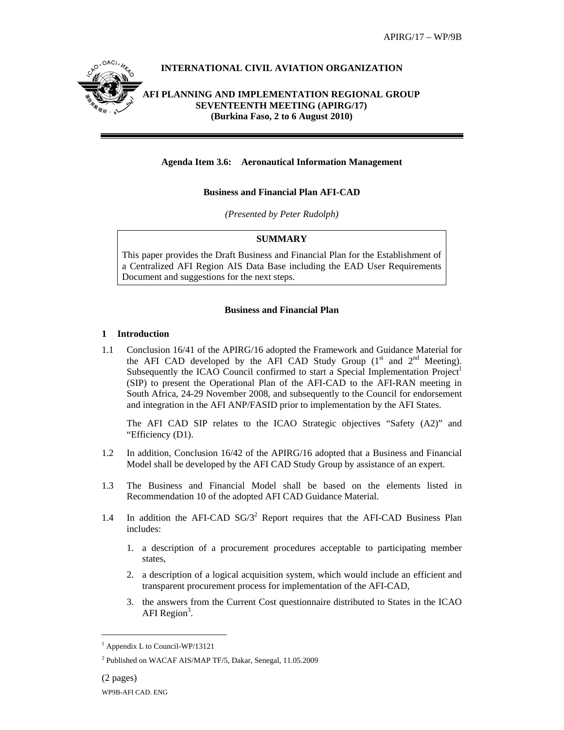# INTERNATIONAL CIVIL AVIATION ORGANIZATION

## AFI PLANNING AND IMPLEMENTATION REGIONAL GROUP SEVENTEENTH MEETING (APIRG/17) (Burkina Faso, 2 to 6 August 2010)

**Agenda Item 3.6: Aeronautical Information Management**

**Business and Financial Plan AFI-CAD**

*(Presented by Peter Rudolph)*

**SUMMARY**

This paper provides the Draft Business and Financial Plan for the Establishment of a Centralized AFI Region AIS Data Base including the EAD User Requirements Document and suggestions for the next steps.

**Business and Financial Plan**

### 1 Introduction

1.1 Conclusion 16/41 of the APIRG/16 adopted the Framework and Guidance Material for the AFI CAD developed by the AFI CAD Study Group (1st and 2nd Meeting). Subsequently the ICAO Council confirmed to start a Special Implementation Project[1] (SIP) to present the Operational Plan of the AFI-CAD to the AFI-RAN meeting in South Africa, 24-29 November 2008, and subsequently to the Council for endorsement and integration in the AFI ANP/FASID prior to implementation by the AFI States.

The AFI CAD SIP relates to the ICAO Strategic objectives "Safety (A2)" and "Efficiency (D1).

1.2 In addition, Conclusion 16/42 of the APIRG/16 adopted that a Business and Financial Model shall be developed by the AFI CAD Study Group by assistance of an expert.

1.3 The Business and Financial Model shall be based on the elements listed in Recommendation 10 of the adopted AFI CAD Guidance Material.

1.4 In addition the AFI-CAD SG/3[2] Report requires that the AFI-CAD Business Plan includes:

1. a description of a procurement procedures acceptable to participating member states,
2. a description of a logical acquisition system, which would include an efficient and transparent procurement process for implementation of the AFI-CAD,
3. the answers from the Current Cost questionnaire distributed to States in the ICAO AFI Region[3].

---

[1] Appendix L to Council-WP/13121

[2] Published on WACAF AIS/MAP TF/5, Dakar, Senegal, 11.05.2009

(2 pages)
WP9B-AFI CAD. ENG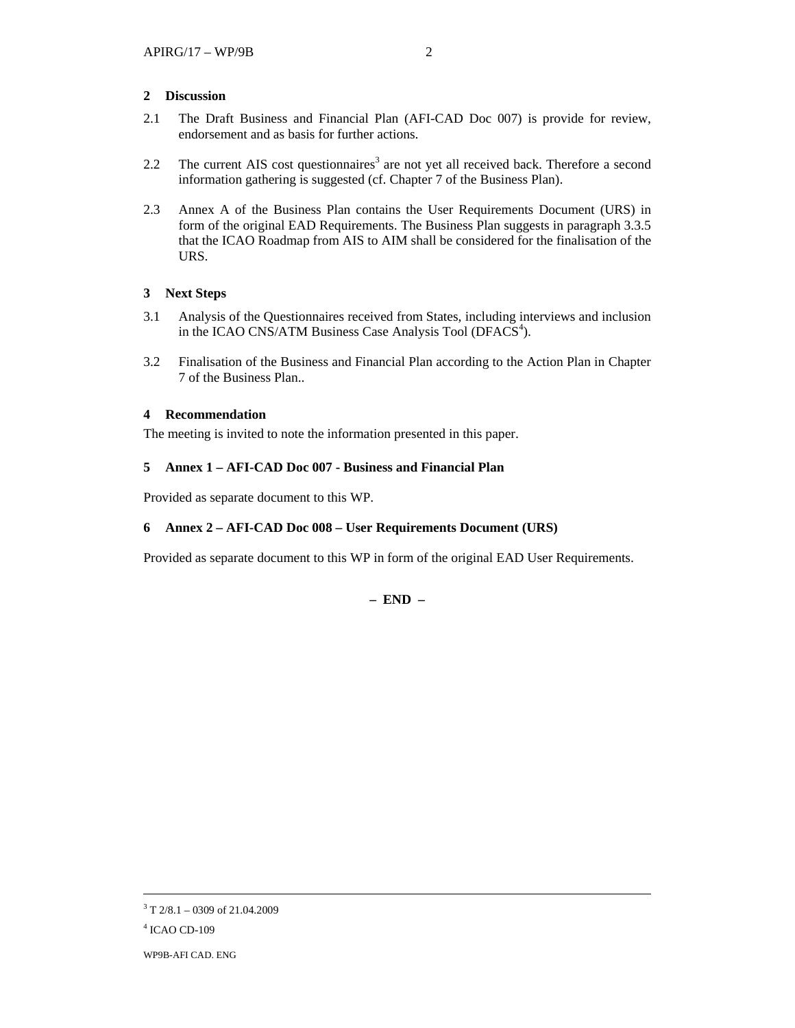## 2 Discussion

2.1 The Draft Business and Financial Plan (AFI-CAD Doc 007) is provide for review, endorsement and as basis for further actions.

2.2 The current AIS cost questionnaires[3] are not yet all received back. Therefore a second information gathering is suggested (cf. Chapter 7 of the Business Plan).

2.3 Annex A of the Business Plan contains the User Requirements Document (URS) in form of the original EAD Requirements. The Business Plan suggests in paragraph 3.3.5 that the ICAO Roadmap from AIS to AIM shall be considered for the finalisation of the URS.

## 3 Next Steps

3.1 Analysis of the Questionnaires received from States, including interviews and inclusion in the ICAO CNS/ATM Business Case Analysis Tool (DFACS[4]).

3.2 Finalisation of the Business and Financial Plan according to the Action Plan in Chapter 7 of the Business Plan..

## 4 Recommendation

The meeting is invited to note the information presented in this paper.

## 5 Annex 1 – AFI-CAD Doc 007 - Business and Financial Plan

Provided as separate document to this WP.

## 6 Annex 2 – AFI-CAD Doc 008 – User Requirements Document (URS)

Provided as separate document to this WP in form of the original EAD User Requirements.

**– END –**

---

[3] T 2/8.1 – 0309 of 21.04.2009

[4] ICAO CD-109

WP9B-AFI CAD. ENG